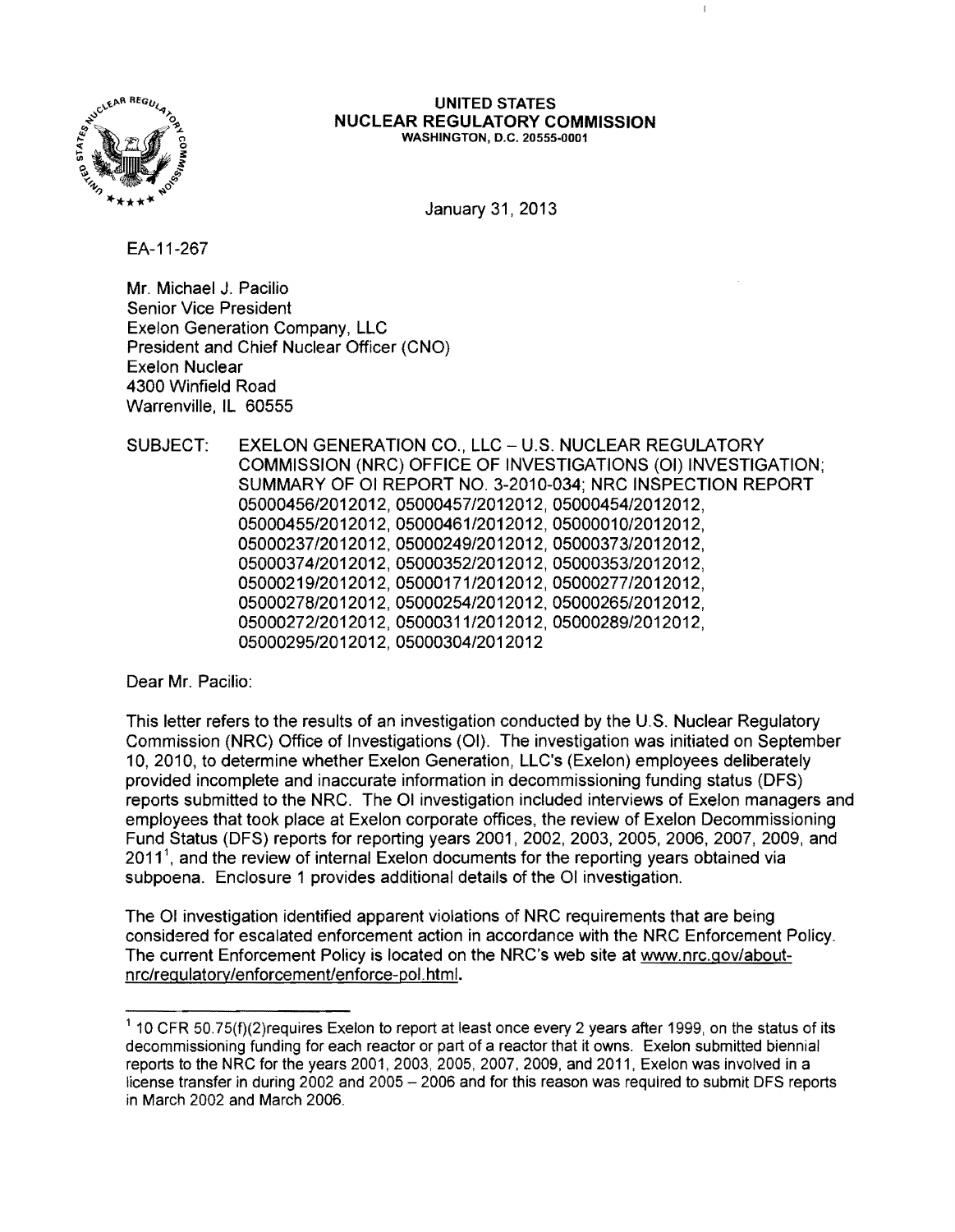**UNITED STATES**
**NUCLEAR REGULATORY COMMISSION**
**WASHINGTON, D.C. 20555-0001**

January 31, 2013

EA-11-267

Mr. Michael J. Pacilio
Senior Vice President
Exelon Generation Company, LLC
President and Chief Nuclear Officer (CNO)
Exelon Nuclear
4300 Winfield Road
Warrenville, IL 60555

SUBJECT: EXELON GENERATION CO., LLC – U.S. NUCLEAR REGULATORY COMMISSION (NRC) OFFICE OF INVESTIGATIONS (OI) INVESTIGATION; SUMMARY OF OI REPORT NO. 3-2010-034; NRC INSPECTION REPORT 05000456/2012012, 05000457/2012012, 05000454/2012012, 05000455/2012012, 05000461/2012012, 05000010/2012012, 05000237/2012012, 05000249/2012012, 05000373/2012012, 05000374/2012012, 05000352/2012012, 05000353/2012012, 05000219/2012012, 05000171/2012012, 05000277/2012012, 05000278/2012012, 05000254/2012012, 05000265/2012012, 05000272/2012012, 05000311/2012012, 05000289/2012012, 05000295/2012012, 05000304/2012012

Dear Mr. Pacilio:

This letter refers to the results of an investigation conducted by the U.S. Nuclear Regulatory Commission (NRC) Office of Investigations (OI). The investigation was initiated on September 10, 2010, to determine whether Exelon Generation, LLC's (Exelon) employees deliberately provided incomplete and inaccurate information in decommissioning funding status (DFS) reports submitted to the NRC. The OI investigation included interviews of Exelon managers and employees that took place at Exelon corporate offices, the review of Exelon Decommissioning Fund Status (DFS) reports for reporting years 2001, 2002, 2003, 2005, 2006, 2007, 2009, and 2011[1], and the review of internal Exelon documents for the reporting years obtained via subpoena. Enclosure 1 provides additional details of the OI investigation.

The OI investigation identified apparent violations of NRC requirements that are being considered for escalated enforcement action in accordance with the NRC Enforcement Policy. The current Enforcement Policy is located on the NRC's web site at www.nrc.gov/about-nrc/regulatory/enforcement/enforce-pol.html.

---

[1] 10 CFR 50.75(f)(2)requires Exelon to report at least once every 2 years after 1999, on the status of its decommissioning funding for each reactor or part of a reactor that it owns. Exelon submitted biennial reports to the NRC for the years 2001, 2003, 2005, 2007, 2009, and 2011, Exelon was involved in a license transfer in during 2002 and 2005 – 2006 and for this reason was required to submit DFS reports in March 2002 and March 2006.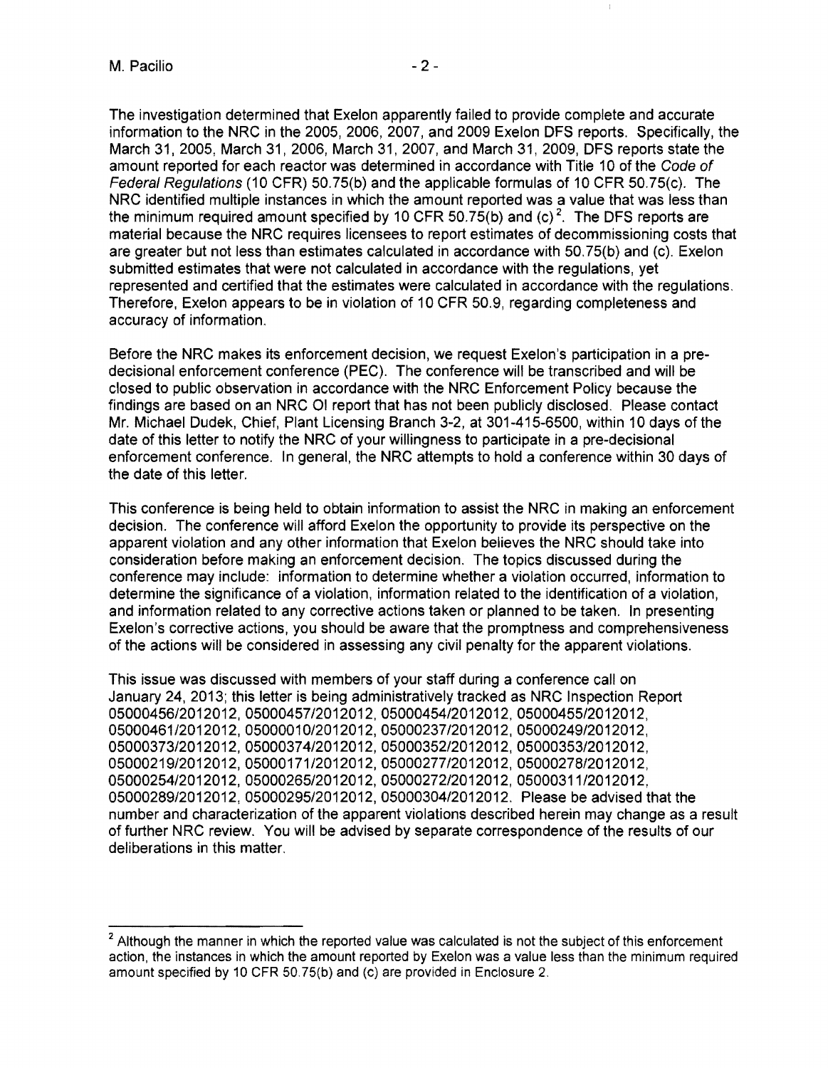The investigation determined that Exelon apparently failed to provide complete and accurate information to the NRC in the 2005, 2006, 2007, and 2009 Exelon DFS reports. Specifically, the March 31, 2005, March 31, 2006, March 31, 2007, and March 31, 2009, DFS reports state the amount reported for each reactor was determined in accordance with Title 10 of the *Code of Federal Regulations* (10 CFR) 50.75(b) and the applicable formulas of 10 CFR 50.75(c). The NRC identified multiple instances in which the amount reported was a value that was less than the minimum required amount specified by 10 CFR 50.75(b) and (c)[2]. The DFS reports are material because the NRC requires licensees to report estimates of decommissioning costs that are greater but not less than estimates calculated in accordance with 50.75(b) and (c). Exelon submitted estimates that were not calculated in accordance with the regulations, yet represented and certified that the estimates were calculated in accordance with the regulations. Therefore, Exelon appears to be in violation of 10 CFR 50.9, regarding completeness and accuracy of information.

Before the NRC makes its enforcement decision, we request Exelon's participation in a pre-decisional enforcement conference (PEC). The conference will be transcribed and will be closed to public observation in accordance with the NRC Enforcement Policy because the findings are based on an NRC OI report that has not been publicly disclosed. Please contact Mr. Michael Dudek, Chief, Plant Licensing Branch 3-2, at 301-415-6500, within 10 days of the date of this letter to notify the NRC of your willingness to participate in a pre-decisional enforcement conference. In general, the NRC attempts to hold a conference within 30 days of the date of this letter.

This conference is being held to obtain information to assist the NRC in making an enforcement decision. The conference will afford Exelon the opportunity to provide its perspective on the apparent violation and any other information that Exelon believes the NRC should take into consideration before making an enforcement decision. The topics discussed during the conference may include: information to determine whether a violation occurred, information to determine the significance of a violation, information related to the identification of a violation, and information related to any corrective actions taken or planned to be taken. In presenting Exelon's corrective actions, you should be aware that the promptness and comprehensiveness of the actions will be considered in assessing any civil penalty for the apparent violations.

This issue was discussed with members of your staff during a conference call on January 24, 2013; this letter is being administratively tracked as NRC Inspection Report 05000456/2012012, 05000457/2012012, 05000454/2012012, 05000455/2012012, 05000461/2012012, 05000010/2012012, 05000237/2012012, 05000249/2012012, 05000373/2012012, 05000374/2012012, 05000352/2012012, 05000353/2012012, 05000219/2012012, 05000171/2012012, 05000277/2012012, 05000278/2012012, 05000254/2012012, 05000265/2012012, 05000272/2012012, 05000311/2012012, 05000289/2012012, 05000295/2012012, 05000304/2012012. Please be advised that the number and characterization of the apparent violations described herein may change as a result of further NRC review. You will be advised by separate correspondence of the results of our deliberations in this matter.

---

[2] Although the manner in which the reported value was calculated is not the subject of this enforcement action, the instances in which the amount reported by Exelon was a value less than the minimum required amount specified by 10 CFR 50.75(b) and (c) are provided in Enclosure 2.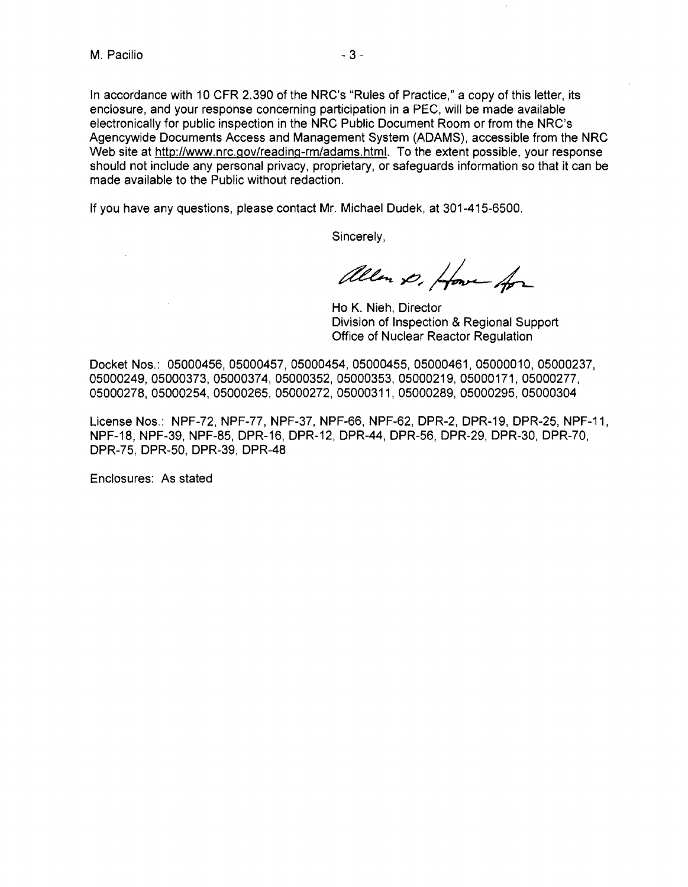In accordance with 10 CFR 2.390 of the NRC's "Rules of Practice," a copy of this letter, its enclosure, and your response concerning participation in a PEC, will be made available electronically for public inspection in the NRC Public Document Room or from the NRC's Agencywide Documents Access and Management System (ADAMS), accessible from the NRC Web site at http://www.nrc.gov/reading-rm/adams.html. To the extent possible, your response should not include any personal privacy, proprietary, or safeguards information so that it can be made available to the Public without redaction.

If you have any questions, please contact Mr. Michael Dudek, at 301-415-6500.

Sincerely,

Allen D. Howe for

Ho K. Nieh, Director
Division of Inspection & Regional Support
Office of Nuclear Reactor Regulation

Docket Nos.: 05000456, 05000457, 05000454, 05000455, 05000461, 05000010, 05000237, 05000249, 05000373, 05000374, 05000352, 05000353, 05000219, 05000171, 05000277, 05000278, 05000254, 05000265, 05000272, 05000311, 05000289, 05000295, 05000304

License Nos.: NPF-72, NPF-77, NPF-37, NPF-66, NPF-62, DPR-2, DPR-19, DPR-25, NPF-11, NPF-18, NPF-39, NPF-85, DPR-16, DPR-12, DPR-44, DPR-56, DPR-29, DPR-30, DPR-70, DPR-75, DPR-50, DPR-39, DPR-48

Enclosures: As stated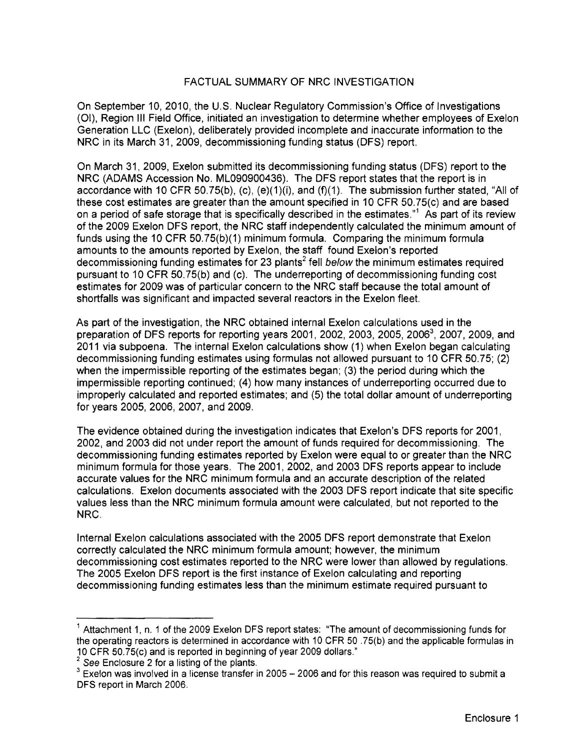# FACTUAL SUMMARY OF NRC INVESTIGATION

On September 10, 2010, the U.S. Nuclear Regulatory Commission's Office of Investigations (OI), Region III Field Office, initiated an investigation to determine whether employees of Exelon Generation LLC (Exelon), deliberately provided incomplete and inaccurate information to the NRC in its March 31, 2009, decommissioning funding status (DFS) report.

On March 31, 2009, Exelon submitted its decommissioning funding status (DFS) report to the NRC (ADAMS Accession No. ML090900436). The DFS report states that the report is in accordance with 10 CFR 50.75(b), (c), (e)(1)(i), and (f)(1). The submission further stated, "All of these cost estimates are greater than the amount specified in 10 CFR 50.75(c) and are based on a period of safe storage that is specifically described in the estimates."[1] As part of its review of the 2009 Exelon DFS report, the NRC staff independently calculated the minimum amount of funds using the 10 CFR 50.75(b)(1) minimum formula. Comparing the minimum formula amounts to the amounts reported by Exelon, the staff found Exelon's reported decommissioning funding estimates for 23 plants[2] fell *below* the minimum estimates required pursuant to 10 CFR 50.75(b) and (c). The underreporting of decommissioning funding cost estimates for 2009 was of particular concern to the NRC staff because the total amount of shortfalls was significant and impacted several reactors in the Exelon fleet.

As part of the investigation, the NRC obtained internal Exelon calculations used in the preparation of DFS reports for reporting years 2001, 2002, 2003, 2005, 2006[3], 2007, 2009, and 2011 via subpoena. The internal Exelon calculations show (1) when Exelon began calculating decommissioning funding estimates using formulas not allowed pursuant to 10 CFR 50.75; (2) when the impermissible reporting of the estimates began; (3) the period during which the impermissible reporting continued; (4) how many instances of underreporting occurred due to improperly calculated and reported estimates; and (5) the total dollar amount of underreporting for years 2005, 2006, 2007, and 2009.

The evidence obtained during the investigation indicates that Exelon's DFS reports for 2001, 2002, and 2003 did not under report the amount of funds required for decommissioning. The decommissioning funding estimates reported by Exelon were equal to or greater than the NRC minimum formula for those years. The 2001, 2002, and 2003 DFS reports appear to include accurate values for the NRC minimum formula and an accurate description of the related calculations. Exelon documents associated with the 2003 DFS report indicate that site specific values less than the NRC minimum formula amount were calculated, but not reported to the NRC.

Internal Exelon calculations associated with the 2005 DFS report demonstrate that Exelon correctly calculated the NRC minimum formula amount; however, the minimum decommissioning cost estimates reported to the NRC were lower than allowed by regulations. The 2005 Exelon DFS report is the first instance of Exelon calculating and reporting decommissioning funding estimates less than the minimum estimate required pursuant to

---

[1] Attachment 1, n. 1 of the 2009 Exelon DFS report states: "The amount of decommissioning funds for the operating reactors is determined in accordance with 10 CFR 50 .75(b) and the applicable formulas in 10 CFR 50.75(c) and is reported in beginning of year 2009 dollars."

[2] *See* Enclosure 2 for a listing of the plants.

[3] Exelon was involved in a license transfer in 2005 – 2006 and for this reason was required to submit a DFS report in March 2006.

Enclosure 1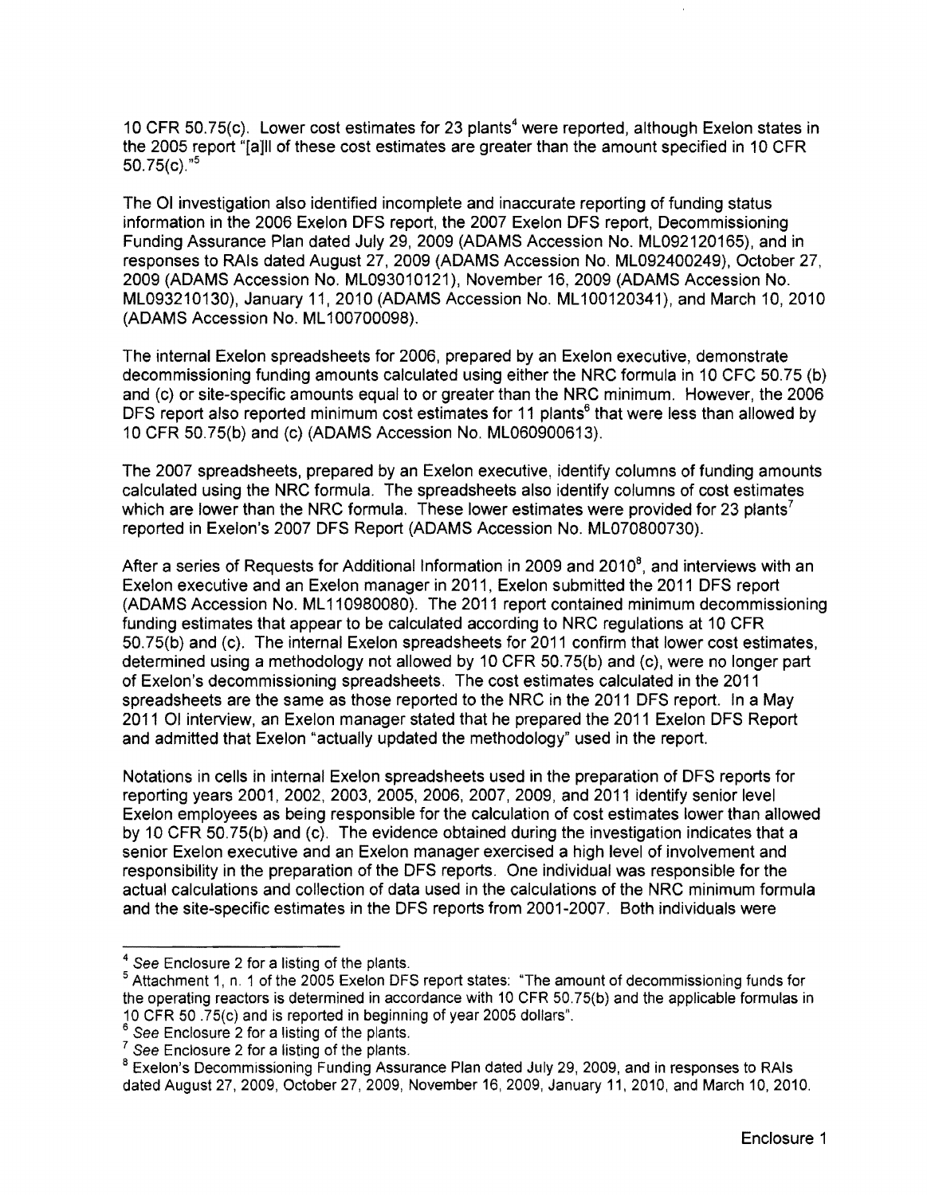10 CFR 50.75(c). Lower cost estimates for 23 plants[4] were reported, although Exelon states in the 2005 report "[a]ll of these cost estimates are greater than the amount specified in 10 CFR 50.75(c)."[5]

The OI investigation also identified incomplete and inaccurate reporting of funding status information in the 2006 Exelon DFS report, the 2007 Exelon DFS report, Decommissioning Funding Assurance Plan dated July 29, 2009 (ADAMS Accession No. ML092120165), and in responses to RAIs dated August 27, 2009 (ADAMS Accession No. ML092400249), October 27, 2009 (ADAMS Accession No. ML093010121), November 16, 2009 (ADAMS Accession No. ML093210130), January 11, 2010 (ADAMS Accession No. ML100120341), and March 10, 2010 (ADAMS Accession No. ML100700098).

The internal Exelon spreadsheets for 2006, prepared by an Exelon executive, demonstrate decommissioning funding amounts calculated using either the NRC formula in 10 CFC 50.75 (b) and (c) or site-specific amounts equal to or greater than the NRC minimum. However, the 2006 DFS report also reported minimum cost estimates for 11 plants[6] that were less than allowed by 10 CFR 50.75(b) and (c) (ADAMS Accession No. ML060900613).

The 2007 spreadsheets, prepared by an Exelon executive, identify columns of funding amounts calculated using the NRC formula. The spreadsheets also identify columns of cost estimates which are lower than the NRC formula. These lower estimates were provided for 23 plants[7] reported in Exelon's 2007 DFS Report (ADAMS Accession No. ML070800730).

After a series of Requests for Additional Information in 2009 and 2010[8], and interviews with an Exelon executive and an Exelon manager in 2011, Exelon submitted the 2011 DFS report (ADAMS Accession No. ML110980080). The 2011 report contained minimum decommissioning funding estimates that appear to be calculated according to NRC regulations at 10 CFR 50.75(b) and (c). The internal Exelon spreadsheets for 2011 confirm that lower cost estimates, determined using a methodology not allowed by 10 CFR 50.75(b) and (c), were no longer part of Exelon's decommissioning spreadsheets. The cost estimates calculated in the 2011 spreadsheets are the same as those reported to the NRC in the 2011 DFS report. In a May 2011 OI interview, an Exelon manager stated that he prepared the 2011 Exelon DFS Report and admitted that Exelon "actually updated the methodology" used in the report.

Notations in cells in internal Exelon spreadsheets used in the preparation of DFS reports for reporting years 2001, 2002, 2003, 2005, 2006, 2007, 2009, and 2011 identify senior level Exelon employees as being responsible for the calculation of cost estimates lower than allowed by 10 CFR 50.75(b) and (c). The evidence obtained during the investigation indicates that a senior Exelon executive and an Exelon manager exercised a high level of involvement and responsibility in the preparation of the DFS reports. One individual was responsible for the actual calculations and collection of data used in the calculations of the NRC minimum formula and the site-specific estimates in the DFS reports from 2001-2007. Both individuals were

---

[4] *See* Enclosure 2 for a listing of the plants.

[5] Attachment 1, n. 1 of the 2005 Exelon DFS report states: "The amount of decommissioning funds for the operating reactors is determined in accordance with 10 CFR 50.75(b) and the applicable formulas in 10 CFR 50 .75(c) and is reported in beginning of year 2005 dollars".

[6] *See* Enclosure 2 for a listing of the plants.

[7] *See* Enclosure 2 for a listing of the plants.

[8] Exelon's Decommissioning Funding Assurance Plan dated July 29, 2009, and in responses to RAIs dated August 27, 2009, October 27, 2009, November 16, 2009, January 11, 2010, and March 10, 2010.

Enclosure 1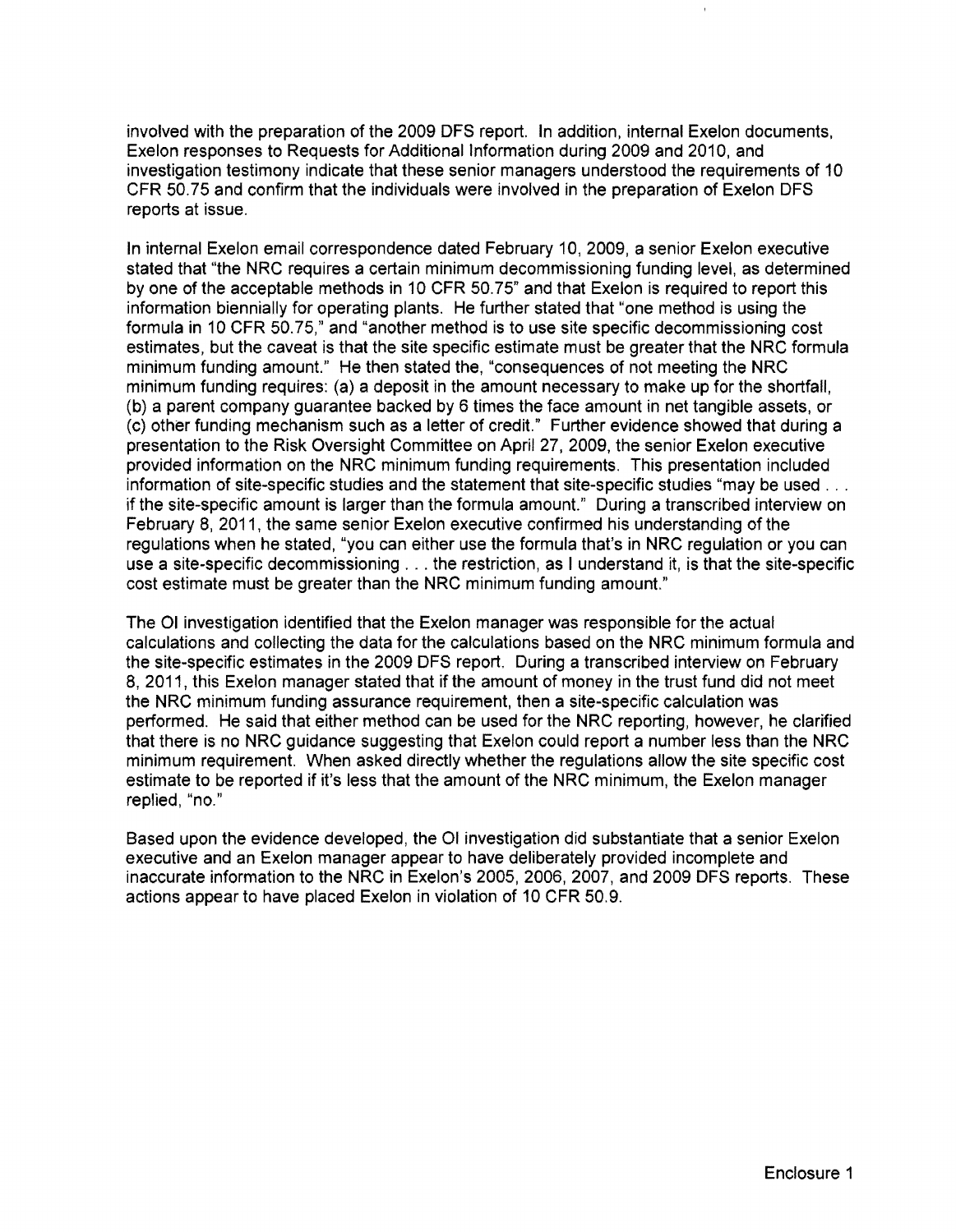involved with the preparation of the 2009 DFS report. In addition, internal Exelon documents, Exelon responses to Requests for Additional Information during 2009 and 2010, and investigation testimony indicate that these senior managers understood the requirements of 10 CFR 50.75 and confirm that the individuals were involved in the preparation of Exelon DFS reports at issue.

In internal Exelon email correspondence dated February 10, 2009, a senior Exelon executive stated that "the NRC requires a certain minimum decommissioning funding level, as determined by one of the acceptable methods in 10 CFR 50.75" and that Exelon is required to report this information biennially for operating plants. He further stated that "one method is using the formula in 10 CFR 50.75," and "another method is to use site specific decommissioning cost estimates, but the caveat is that the site specific estimate must be greater that the NRC formula minimum funding amount." He then stated the, "consequences of not meeting the NRC minimum funding requires: (a) a deposit in the amount necessary to make up for the shortfall, (b) a parent company guarantee backed by 6 times the face amount in net tangible assets, or (c) other funding mechanism such as a letter of credit." Further evidence showed that during a presentation to the Risk Oversight Committee on April 27, 2009, the senior Exelon executive provided information on the NRC minimum funding requirements. This presentation included information of site-specific studies and the statement that site-specific studies "may be used . . . if the site-specific amount is larger than the formula amount." During a transcribed interview on February 8, 2011, the same senior Exelon executive confirmed his understanding of the regulations when he stated, "you can either use the formula that's in NRC regulation or you can use a site-specific decommissioning . . . the restriction, as I understand it, is that the site-specific cost estimate must be greater than the NRC minimum funding amount."

The OI investigation identified that the Exelon manager was responsible for the actual calculations and collecting the data for the calculations based on the NRC minimum formula and the site-specific estimates in the 2009 DFS report. During a transcribed interview on February 8, 2011, this Exelon manager stated that if the amount of money in the trust fund did not meet the NRC minimum funding assurance requirement, then a site-specific calculation was performed. He said that either method can be used for the NRC reporting, however, he clarified that there is no NRC guidance suggesting that Exelon could report a number less than the NRC minimum requirement. When asked directly whether the regulations allow the site specific cost estimate to be reported if it's less that the amount of the NRC minimum, the Exelon manager replied, "no."

Based upon the evidence developed, the OI investigation did substantiate that a senior Exelon executive and an Exelon manager appear to have deliberately provided incomplete and inaccurate information to the NRC in Exelon's 2005, 2006, 2007, and 2009 DFS reports. These actions appear to have placed Exelon in violation of 10 CFR 50.9.

Enclosure 1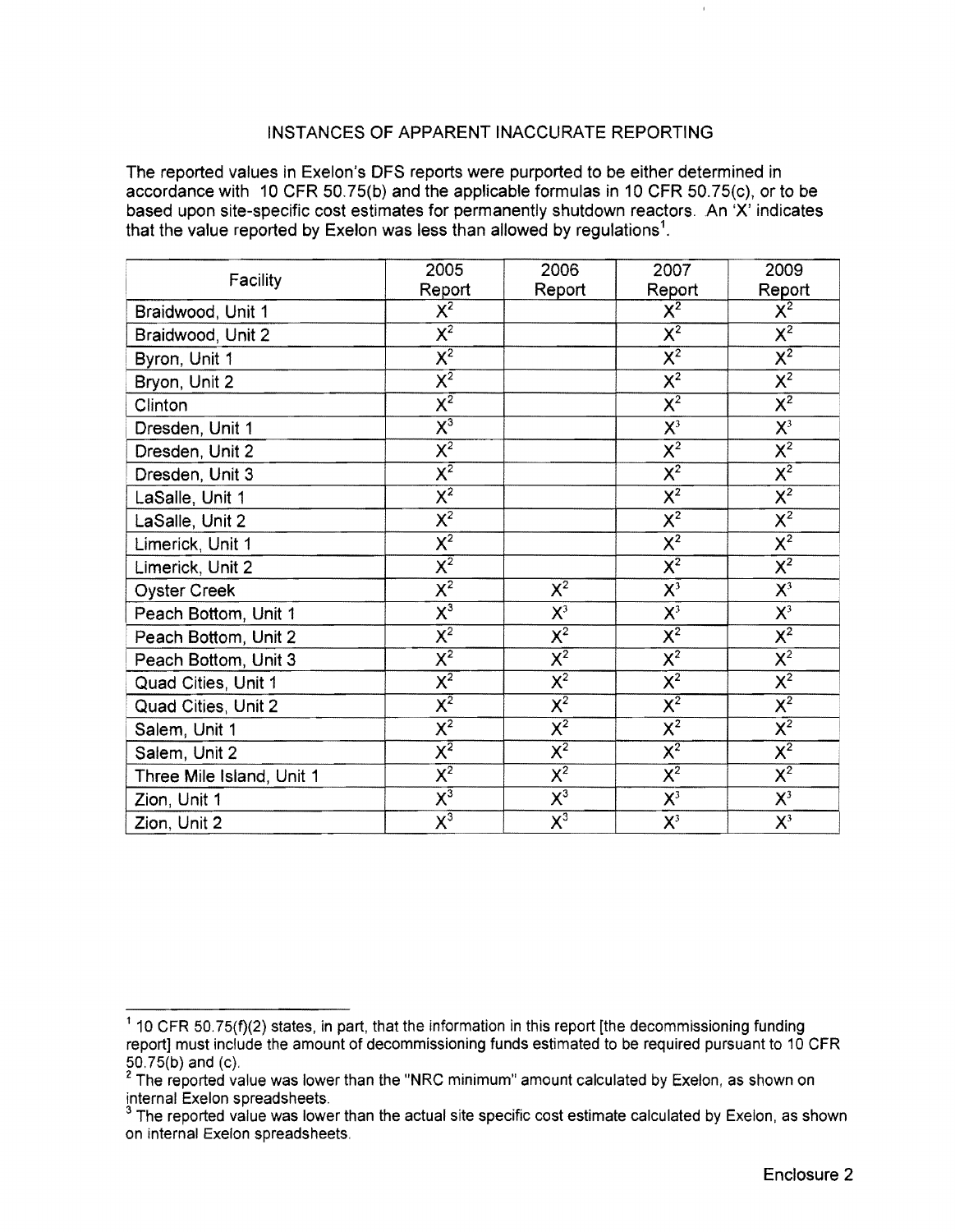INSTANCES OF APPARENT INACCURATE REPORTING

The reported values in Exelon's DFS reports were purported to be either determined in accordance with 10 CFR 50.75(b) and the applicable formulas in 10 CFR 50.75(c), or to be based upon site-specific cost estimates for permanently shutdown reactors. An 'X' indicates that the value reported by Exelon was less than allowed by regulations[1].

| Facility | 2005 Report | 2006 Report | 2007 Report | 2009 Report |
|---|---|---|---|---|
| Braidwood, Unit 1 | X[2] | | X[2] | X[2] |
| Braidwood, Unit 2 | X[2] | | X[2] | X[2] |
| Byron, Unit 1 | X[2] | | X[2] | X[2] |
| Bryon, Unit 2 | X[2] | | X[2] | X[2] |
| Clinton | X[2] | | X[2] | X[2] |
| Dresden, Unit 1 | X[3] | | X[3] | X[3] |
| Dresden, Unit 2 | X[2] | | X[2] | X[2] |
| Dresden, Unit 3 | X[2] | | X[2] | X[2] |
| LaSalle, Unit 1 | X[2] | | X[2] | X[2] |
| LaSalle, Unit 2 | X[2] | | X[2] | X[2] |
| Limerick, Unit 1 | X[2] | | X[2] | X[2] |
| Limerick, Unit 2 | X[2] | | X[2] | X[2] |
| Oyster Creek | X[2] | X[2] | X[3] | X[3] |
| Peach Bottom, Unit 1 | X[3] | X[3] | X[3] | X[3] |
| Peach Bottom, Unit 2 | X[2] | X[2] | X[2] | X[2] |
| Peach Bottom, Unit 3 | X[2] | X[2] | X[2] | X[2] |
| Quad Cities, Unit 1 | X[2] | X[2] | X[2] | X[2] |
| Quad Cities, Unit 2 | X[2] | X[2] | X[2] | X[2] |
| Salem, Unit 1 | X[2] | X[2] | X[2] | X[2] |
| Salem, Unit 2 | X[2] | X[2] | X[2] | X[2] |
| Three Mile Island, Unit 1 | X[2] | X[2] | X[2] | X[2] |
| Zion, Unit 1 | X[3] | X[3] | X[3] | X[3] |
| Zion, Unit 2 | X[3] | X[3] | X[3] | X[3] |

[1] 10 CFR 50.75(f)(2) states, in part, that the information in this report [the decommissioning funding report] must include the amount of decommissioning funds estimated to be required pursuant to 10 CFR 50.75(b) and (c).

[2] The reported value was lower than the "NRC minimum" amount calculated by Exelon, as shown on internal Exelon spreadsheets.

[3] The reported value was lower than the actual site specific cost estimate calculated by Exelon, as shown on internal Exelon spreadsheets.

Enclosure 2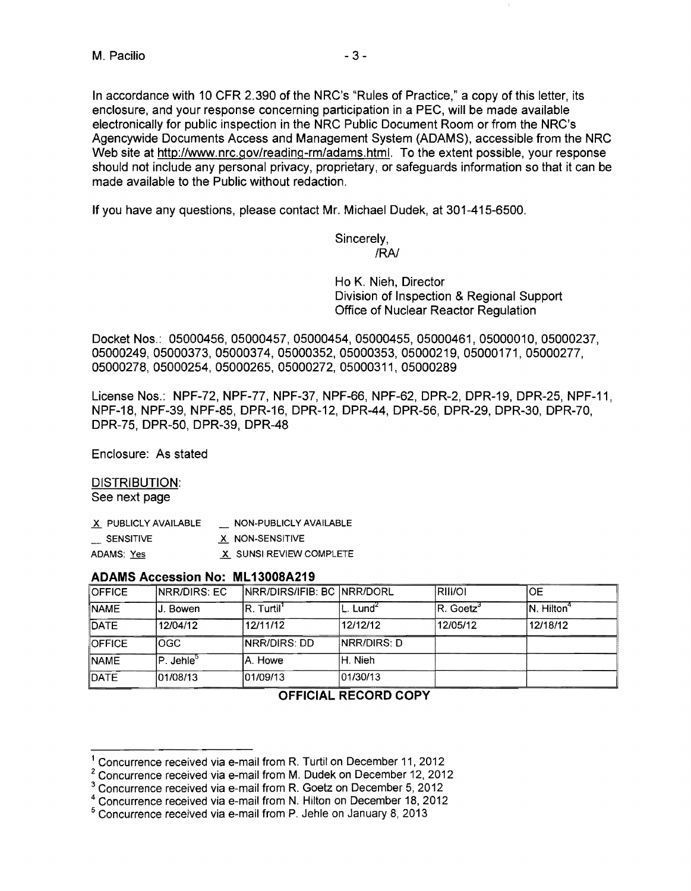In accordance with 10 CFR 2.390 of the NRC's "Rules of Practice," a copy of this letter, its enclosure, and your response concerning participation in a PEC, will be made available electronically for public inspection in the NRC Public Document Room or from the NRC's Agencywide Documents Access and Management System (ADAMS), accessible from the NRC Web site at http://www.nrc.gov/reading-rm/adams.html. To the extent possible, your response should not include any personal privacy, proprietary, or safeguards information so that it can be made available to the Public without redaction.

If you have any questions, please contact Mr. Michael Dudek, at 301-415-6500.

Sincerely,
/RA/

Ho K. Nieh, Director
Division of Inspection & Regional Support
Office of Nuclear Reactor Regulation

Docket Nos.: 05000456, 05000457, 05000454, 05000455, 05000461, 05000010, 05000237, 05000249, 05000373, 05000374, 05000352, 05000353, 05000219, 05000171, 05000277, 05000278, 05000254, 05000265, 05000272, 05000311, 05000289

License Nos.: NPF-72, NPF-77, NPF-37, NPF-66, NPF-62, DPR-2, DPR-19, DPR-25, NPF-11, NPF-18, NPF-39, NPF-85, DPR-16, DPR-12, DPR-44, DPR-56, DPR-29, DPR-30, DPR-70, DPR-75, DPR-50, DPR-39, DPR-48

Enclosure: As stated

DISTRIBUTION:
See next page

X PUBLICLY AVAILABLE __ NON-PUBLICLY AVAILABLE
__ SENSITIVE X NON-SENSITIVE
ADAMS: Yes X SUNSI REVIEW COMPLETE

**ADAMS Accession No: ML13008A219**

| OFFICE | NRR/DIRS: EC | NRR/DIRS/IFIB: BC | NRR/DORL | RIII/OI | OE |
|---|---|---|---|---|---|
| NAME | J. Bowen | R. Turtil[1] | L. Lund[2] | R. Goetz[3] | N. Hilton[4] |
| DATE | 12/04/12 | 12/11/12 | 12/12/12 | 12/05/12 | 12/18/12 |
| OFFICE | OGC | NRR/DIRS: DD | NRR/DIRS: D | | |
| NAME | P. Jehle[5] | A. Howe | H. Nieh | | |
| DATE | 01/08/13 | 01/09/13 | 01/30/13 | | |

**OFFICIAL RECORD COPY**

[1] Concurrence received via e-mail from R. Turtil on December 11, 2012
[2] Concurrence received via e-mail from M. Dudek on December 12, 2012
[3] Concurrence received via e-mail from R. Goetz on December 5, 2012
[4] Concurrence received via e-mail from N. Hilton on December 18, 2012
[5] Concurrence received via e-mail from P. Jehle on January 8, 2013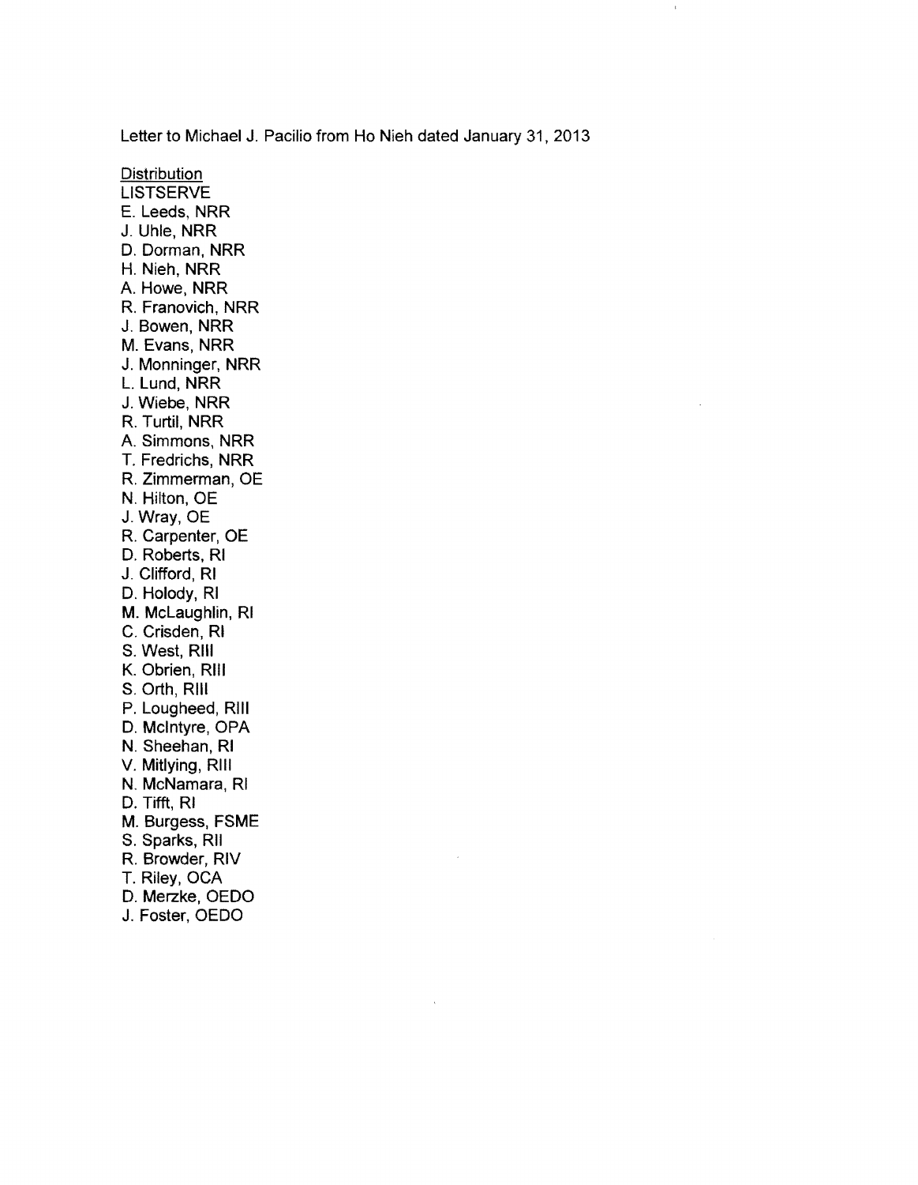Letter to Michael J. Pacilio from Ho Nieh dated January 31, 2013

Distribution
LISTSERVE
E. Leeds, NRR
J. Uhle, NRR
D. Dorman, NRR
H. Nieh, NRR
A. Howe, NRR
R. Franovich, NRR
J. Bowen, NRR
M. Evans, NRR
J. Monninger, NRR
L. Lund, NRR
J. Wiebe, NRR
R. Turtil, NRR
A. Simmons, NRR
T. Fredrichs, NRR
R. Zimmerman, OE
N. Hilton, OE
J. Wray, OE
R. Carpenter, OE
D. Roberts, RI
J. Clifford, RI
D. Holody, RI
M. McLaughlin, RI
C. Crisden, RI
S. West, RIII
K. Obrien, RIII
S. Orth, RIII
P. Lougheed, RIII
D. McIntyre, OPA
N. Sheehan, RI
V. Mitlying, RIII
N. McNamara, RI
D. Tifft, RI
M. Burgess, FSME
S. Sparks, RII
R. Browder, RIV
T. Riley, OCA
D. Merzke, OEDO
J. Foster, OEDO